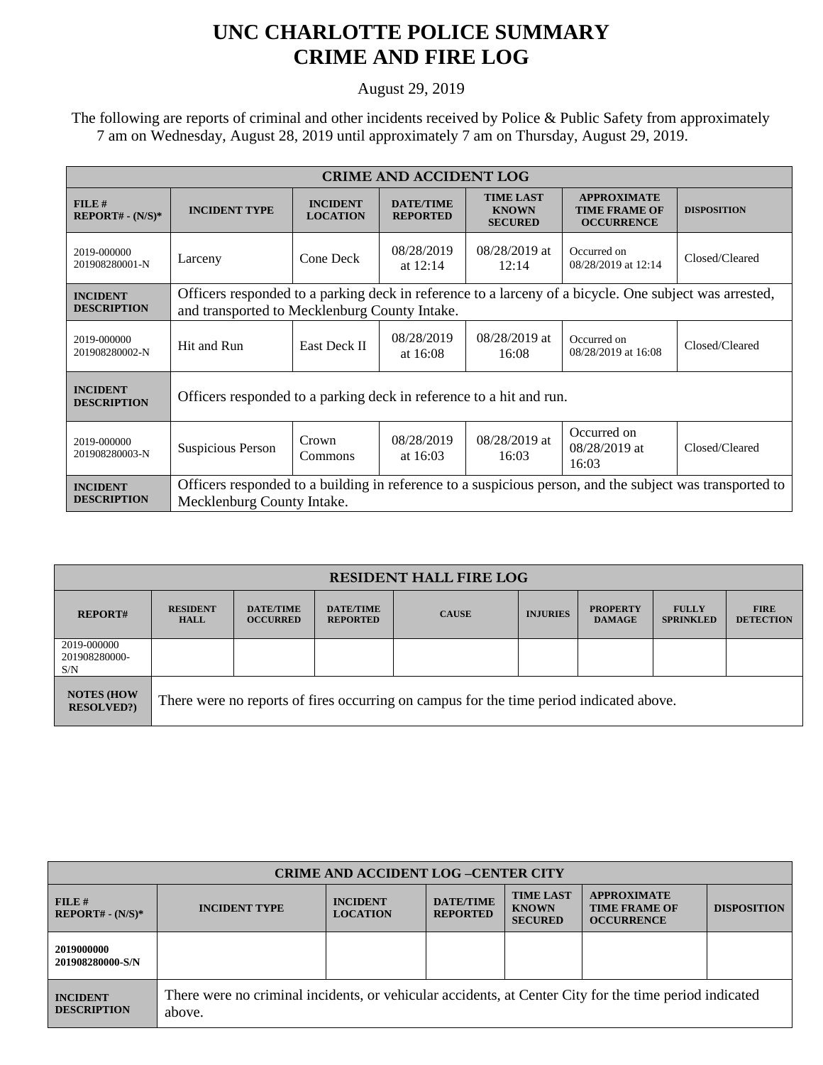# UNC CHARLOTTE POLICE SUMMARY
# CRIME AND FIRE LOG

August 29, 2019

The following are reports of criminal and other incidents received by Police & Public Safety from approximately 7 am on Wednesday, August 28, 2019 until approximately 7 am on Thursday, August 29, 2019.

| CRIME AND ACCIDENT LOG | | | | | | |
|---|---|---|---|---|---|---|
| **FILE # REPORT# - (N/S)*** | **INCIDENT TYPE** | **INCIDENT LOCATION** | **DATE/TIME REPORTED** | **TIME LAST KNOWN SECURED** | **APPROXIMATE TIME FRAME OF OCCURRENCE** | **DISPOSITION** |
| 2019-000000 201908280001-N | Larceny | Cone Deck | 08/28/2019 at 12:14 | 08/28/2019 at 12:14 | Occurred on 08/28/2019 at 12:14 | Closed/Cleared |
| **INCIDENT DESCRIPTION** | Officers responded to a parking deck in reference to a larceny of a bicycle. One subject was arrested, and transported to Mecklenburg County Intake. | | | | | |
| 2019-000000 201908280002-N | Hit and Run | East Deck II | 08/28/2019 at 16:08 | 08/28/2019 at 16:08 | Occurred on 08/28/2019 at 16:08 | Closed/Cleared |
| **INCIDENT DESCRIPTION** | Officers responded to a parking deck in reference to a hit and run. | | | | | |
| 2019-000000 201908280003-N | Suspicious Person | Crown Commons | 08/28/2019 at 16:03 | 08/28/2019 at 16:03 | Occurred on 08/28/2019 at 16:03 | Closed/Cleared |
| **INCIDENT DESCRIPTION** | Officers responded to a building in reference to a suspicious person, and the subject was transported to Mecklenburg County Intake. | | | | | |

| RESIDENT HALL FIRE LOG | | | | | | | | |
|---|---|---|---|---|---|---|---|---|
| **REPORT#** | **RESIDENT HALL** | **DATE/TIME OCCURRED** | **DATE/TIME REPORTED** | **CAUSE** | **INJURIES** | **PROPERTY DAMAGE** | **FULLY SPRINKLED** | **FIRE DETECTION** |
| 2019-000000 201908280000-S/N | | | | | | | | |
| **NOTES (HOW RESOLVED?)** | There were no reports of fires occurring on campus for the time period indicated above. | | | | | | | |

| CRIME AND ACCIDENT LOG –CENTER CITY | | | | | | |
|---|---|---|---|---|---|---|
| **FILE # REPORT# - (N/S)*** | **INCIDENT TYPE** | **INCIDENT LOCATION** | **DATE/TIME REPORTED** | **TIME LAST KNOWN SECURED** | **APPROXIMATE TIME FRAME OF OCCURRENCE** | **DISPOSITION** |
| **2019000000 201908280000-S/N** | | | | | | |
| **INCIDENT DESCRIPTION** | There were no criminal incidents, or vehicular accidents, at Center City for the time period indicated above. | | | | | |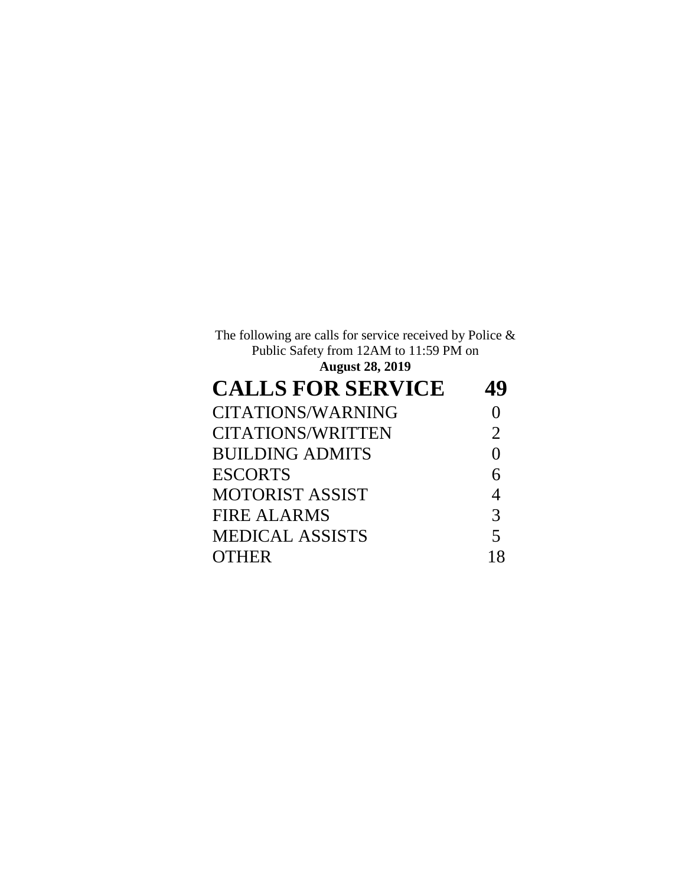The following are calls for service received by Police & Public Safety from 12AM to 11:59 PM on

**August 28, 2019**

| | |
|---|---|
| **CALLS FOR SERVICE** | **49** |
| CITATIONS/WARNING | 0 |
| CITATIONS/WRITTEN | 2 |
| BUILDING ADMITS | 0 |
| ESCORTS | 6 |
| MOTORIST ASSIST | 4 |
| FIRE ALARMS | 3 |
| MEDICAL ASSISTS | 5 |
| OTHER | 18 |